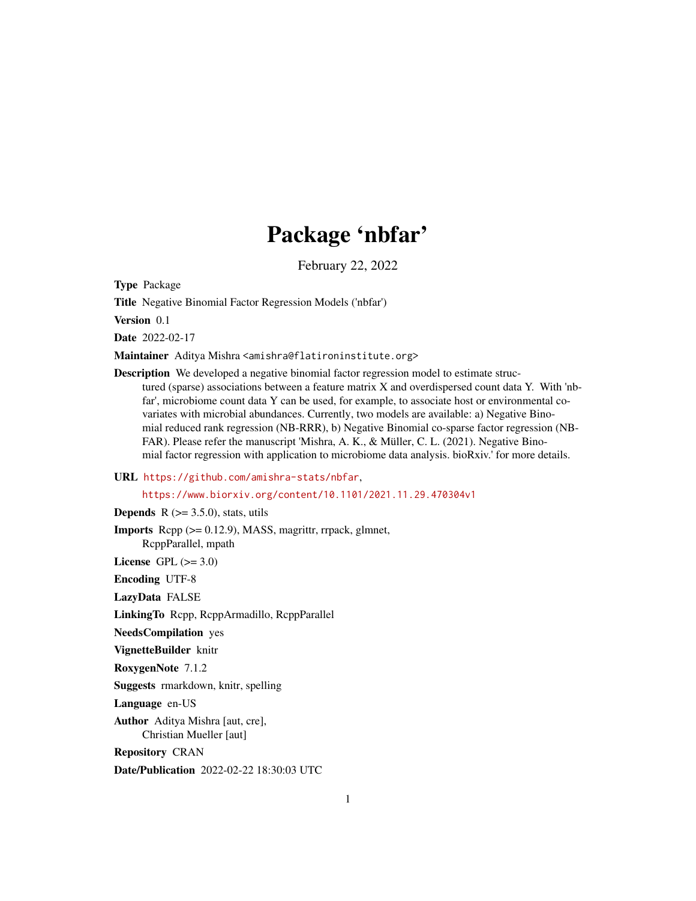# Package 'nbfar'

February 22, 2022

**Type** Package

**Title** Negative Binomial Factor Regression Models ('nbfar')

**Version** 0.1

**Date** 2022-02-17

**Maintainer** Aditya Mishra <amishra@flatironinstitute.org>

**Description** We developed a negative binomial factor regression model to estimate structured (sparse) associations between a feature matrix X and overdispersed count data Y. With 'nbfar', microbiome count data Y can be used, for example, to associate host or environmental covariates with microbial abundances. Currently, two models are available: a) Negative Binomial reduced rank regression (NB-RRR), b) Negative Binomial co-sparse factor regression (NB-FAR). Please refer the manuscript 'Mishra, A. K., & Müller, C. L. (2021). Negative Binomial factor regression with application to microbiome data analysis. bioRxiv.' for more details.

**URL** https://github.com/amishra-stats/nbfar,
https://www.biorxiv.org/content/10.1101/2021.11.29.470304v1

**Depends** R (>= 3.5.0), stats, utils

**Imports** Rcpp (>= 0.12.9), MASS, magrittr, rrpack, glmnet,
RcppParallel, mpath

**License** GPL (>= 3.0)

**Encoding** UTF-8

**LazyData** FALSE

**LinkingTo** Rcpp, RcppArmadillo, RcppParallel

**NeedsCompilation** yes

**VignetteBuilder** knitr

**RoxygenNote** 7.1.2

**Suggests** rmarkdown, knitr, spelling

**Language** en-US

**Author** Aditya Mishra [aut, cre],
Christian Mueller [aut]

**Repository** CRAN

**Date/Publication** 2022-02-22 18:30:03 UTC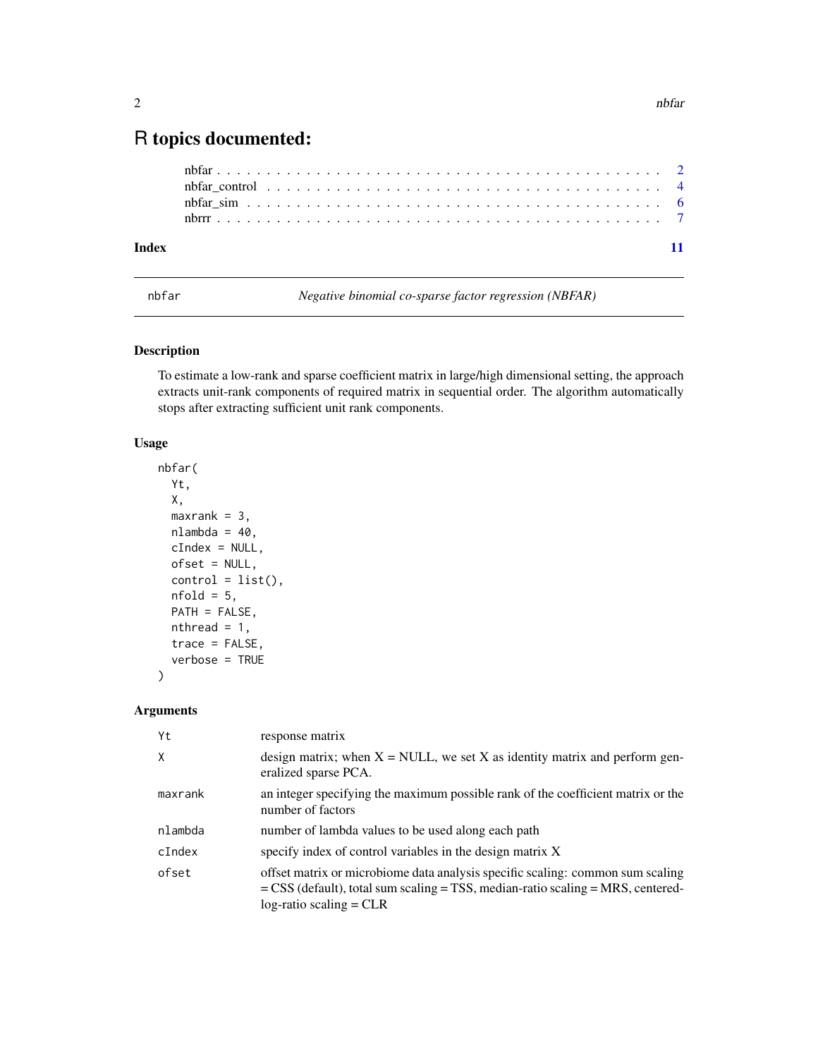# R topics documented:

- nbfar . . . . . . . . . . . . . . . . . . . . . . . . . . . . . . . . . . . . . . . . . . 2
- nbfar_control . . . . . . . . . . . . . . . . . . . . . . . . . . . . . . . . . . . . . 4
- nbfar_sim . . . . . . . . . . . . . . . . . . . . . . . . . . . . . . . . . . . . . . . 6
- nbrrr . . . . . . . . . . . . . . . . . . . . . . . . . . . . . . . . . . . . . . . . . . 7

**Index** **11**

---

## nbfar — *Negative binomial co-sparse factor regression (NBFAR)*

### Description

To estimate a low-rank and sparse coefficient matrix in large/high dimensional setting, the approach extracts unit-rank components of required matrix in sequential order. The algorithm automatically stops after extracting sufficient unit rank components.

### Usage

```
nbfar(
  Yt,
  X,
  maxrank = 3,
  nlambda = 40,
  cIndex = NULL,
  ofset = NULL,
  control = list(),
  nfold = 5,
  PATH = FALSE,
  nthread = 1,
  trace = FALSE,
  verbose = TRUE
)
```

### Arguments

| Argument | Description |
|---|---|
| `Yt` | response matrix |
| `X` | design matrix; when X = NULL, we set X as identity matrix and perform generalized sparse PCA. |
| `maxrank` | an integer specifying the maximum possible rank of the coefficient matrix or the number of factors |
| `nlambda` | number of lambda values to be used along each path |
| `cIndex` | specify index of control variables in the design matrix X |
| `ofset` | offset matrix or microbiome data analysis specific scaling: common sum scaling = CSS (default), total sum scaling = TSS, median-ratio scaling = MRS, centered-log-ratio scaling = CLR |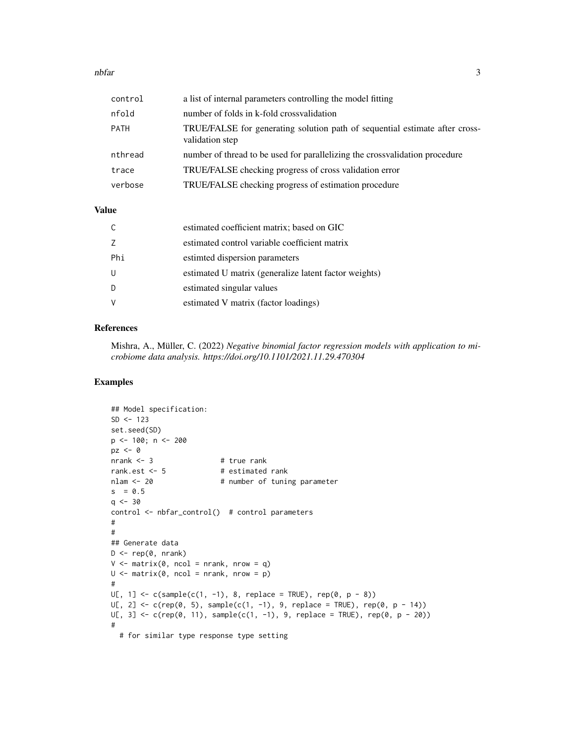| | |
|---|---|
| control | a list of internal parameters controlling the model fitting |
| nfold | number of folds in k-fold crossvalidation |
| PATH | TRUE/FALSE for generating solution path of sequential estimate after cross-validation step |
| nthread | number of thread to be used for parallelizing the crossvalidation procedure |
| trace | TRUE/FALSE checking progress of cross validation error |
| verbose | TRUE/FALSE checking progress of estimation procedure |

## Value

| | |
|---|---|
| C | estimated coefficient matrix; based on GIC |
| Z | estimated control variable coefficient matrix |
| Phi | estimted dispersion parameters |
| U | estimated U matrix (generalize latent factor weights) |
| D | estimated singular values |
| V | estimated V matrix (factor loadings) |

## References

Mishra, A., Müller, C. (2022) *Negative binomial factor regression models with application to microbiome data analysis. https://doi.org/10.1101/2021.11.29.470304*

## Examples

```
## Model specification:
SD <- 123
set.seed(SD)
p <- 100; n <- 200
pz <- 0
nrank <- 3                # true rank
rank.est <- 5             # estimated rank
nlam <- 20                # number of tuning parameter
s  = 0.5
q <- 30
control <- nbfar_control()  # control parameters
#
#
## Generate data
D <- rep(0, nrank)
V <- matrix(0, ncol = nrank, nrow = q)
U <- matrix(0, ncol = nrank, nrow = p)
#
U[, 1] <- c(sample(c(1, -1), 8, replace = TRUE), rep(0, p - 8))
U[, 2] <- c(rep(0, 5), sample(c(1, -1), 9, replace = TRUE), rep(0, p - 14))
U[, 3] <- c(rep(0, 11), sample(c(1, -1), 9, replace = TRUE), rep(0, p - 20))
#
  # for similar type response type setting
```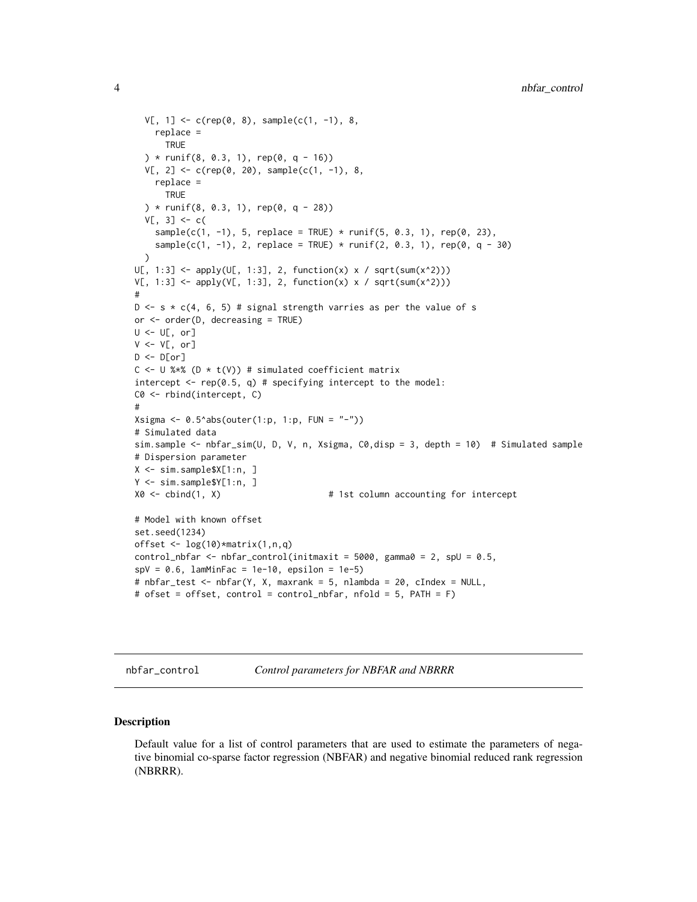```
  V[, 1] <- c(rep(0, 8), sample(c(1, -1), 8,
    replace =
      TRUE
  ) * runif(8, 0.3, 1), rep(0, q - 16))
  V[, 2] <- c(rep(0, 20), sample(c(1, -1), 8,
    replace =
      TRUE
  ) * runif(8, 0.3, 1), rep(0, q - 28))
  V[, 3] <- c(
    sample(c(1, -1), 5, replace = TRUE) * runif(5, 0.3, 1), rep(0, 23),
    sample(c(1, -1), 2, replace = TRUE) * runif(2, 0.3, 1), rep(0, q - 30)
  )
U[, 1:3] <- apply(U[, 1:3], 2, function(x) x / sqrt(sum(x^2)))
V[, 1:3] <- apply(V[, 1:3], 2, function(x) x / sqrt(sum(x^2)))
#
D <- s * c(4, 6, 5) # signal strength varries as per the value of s
or <- order(D, decreasing = TRUE)
U <- U[, or]
V <- V[, or]
D <- D[or]
C <- U %*% (D * t(V)) # simulated coefficient matrix
intercept <- rep(0.5, q) # specifying intercept to the model:
C0 <- rbind(intercept, C)
#
Xsigma <- 0.5^abs(outer(1:p, 1:p, FUN = "-"))
# Simulated data
sim.sample <- nbfar_sim(U, D, V, n, Xsigma, C0,disp = 3, depth = 10)  # Simulated sample
# Dispersion parameter
X <- sim.sample$X[1:n, ]
Y <- sim.sample$Y[1:n, ]
X0 <- cbind(1, X)                     # 1st column accounting for intercept

# Model with known offset
set.seed(1234)
offset <- log(10)*matrix(1,n,q)
control_nbfar <- nbfar_control(initmaxit = 5000, gamma0 = 2, spU = 0.5,
spV = 0.6, lamMinFac = 1e-10, epsilon = 1e-5)
# nbfar_test <- nbfar(Y, X, maxrank = 5, nlambda = 20, cIndex = NULL,
# ofset = offset, control = control_nbfar, nfold = 5, PATH = F)
```

## nbfar_control — *Control parameters for NBFAR and NBRRR*

### Description

Default value for a list of control parameters that are used to estimate the parameters of negative binomial co-sparse factor regression (NBFAR) and negative binomial reduced rank regression (NBRRR).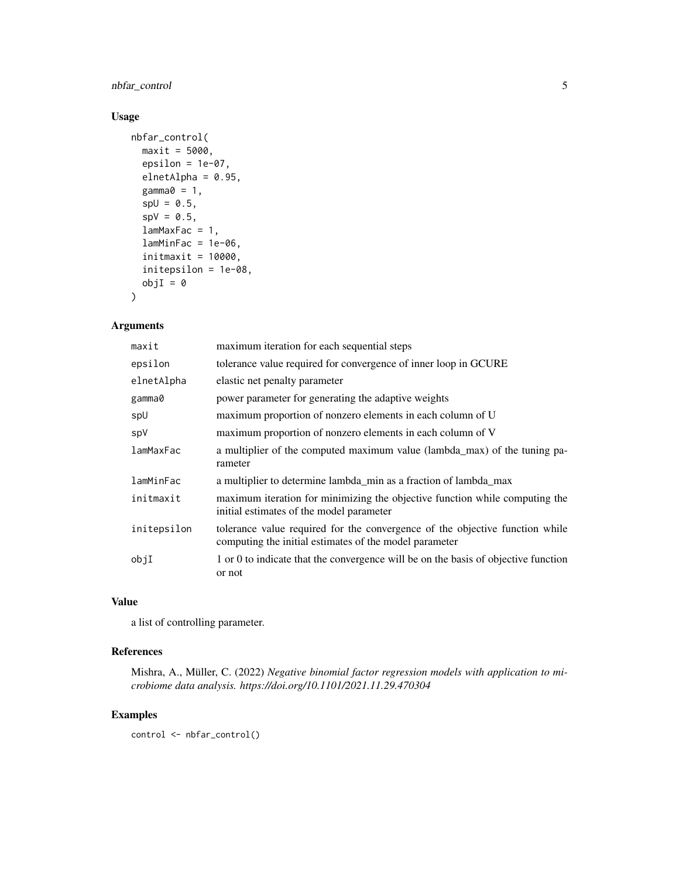## Usage

```
nbfar_control(
  maxit = 5000,
  epsilon = 1e-07,
  elnetAlpha = 0.95,
  gamma0 = 1,
  spU = 0.5,
  spV = 0.5,
  lamMaxFac = 1,
  lamMinFac = 1e-06,
  initmaxit = 10000,
  initepsilon = 1e-08,
  objI = 0
)
```

## Arguments

| | |
|---|---|
| maxit | maximum iteration for each sequential steps |
| epsilon | tolerance value required for convergence of inner loop in GCURE |
| elnetAlpha | elastic net penalty parameter |
| gamma0 | power parameter for generating the adaptive weights |
| spU | maximum proportion of nonzero elements in each column of U |
| spV | maximum proportion of nonzero elements in each column of V |
| lamMaxFac | a multiplier of the computed maximum value (lambda_max) of the tuning parameter |
| lamMinFac | a multiplier to determine lambda_min as a fraction of lambda_max |
| initmaxit | maximum iteration for minimizing the objective function while computing the initial estimates of the model parameter |
| initepsilon | tolerance value required for the convergence of the objective function while computing the initial estimates of the model parameter |
| objI | 1 or 0 to indicate that the convergence will be on the basis of objective function or not |

## Value

a list of controlling parameter.

## References

Mishra, A., Müller, C. (2022) *Negative binomial factor regression models with application to microbiome data analysis. https://doi.org/10.1101/2021.11.29.470304*

## Examples

```
control <- nbfar_control()
```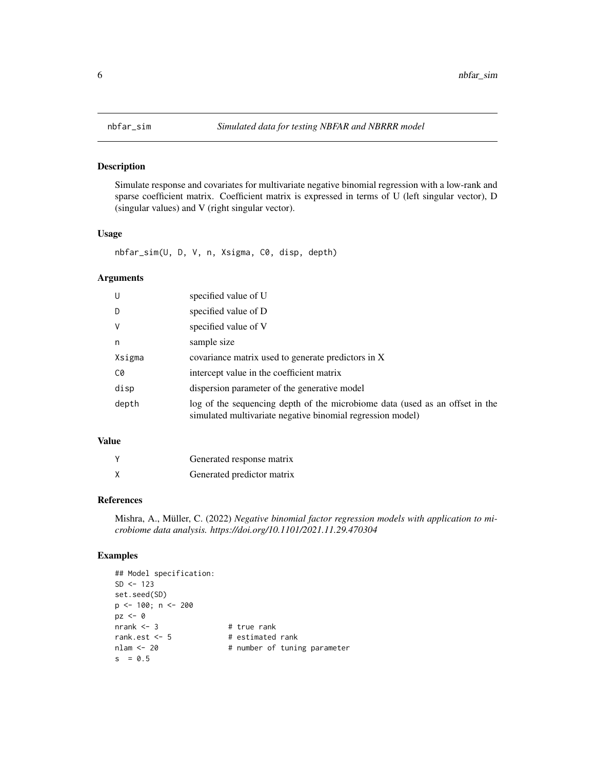## nbfar_sim — *Simulated data for testing NBFAR and NBRRR model*

### Description

Simulate response and covariates for multivariate negative binomial regression with a low-rank and sparse coefficient matrix. Coefficient matrix is expressed in terms of U (left singular vector), D (singular values) and V (right singular vector).

### Usage

```
nbfar_sim(U, D, V, n, Xsigma, C0, disp, depth)
```

### Arguments

| | |
|---|---|
| U | specified value of U |
| D | specified value of D |
| V | specified value of V |
| n | sample size |
| Xsigma | covariance matrix used to generate predictors in X |
| C0 | intercept value in the coefficient matrix |
| disp | dispersion parameter of the generative model |
| depth | log of the sequencing depth of the microbiome data (used as an offset in the simulated multivariate negative binomial regression model) |

### Value

| | |
|---|---|
| Y | Generated response matrix |
| X | Generated predictor matrix |

### References

Mishra, A., Müller, C. (2022) *Negative binomial factor regression models with application to microbiome data analysis. https://doi.org/10.1101/2021.11.29.470304*

### Examples

```
## Model specification:
SD <- 123
set.seed(SD)
p <- 100; n <- 200
pz <- 0
nrank <- 3                # true rank
rank.est <- 5             # estimated rank
nlam <- 20                # number of tuning parameter
s  = 0.5
```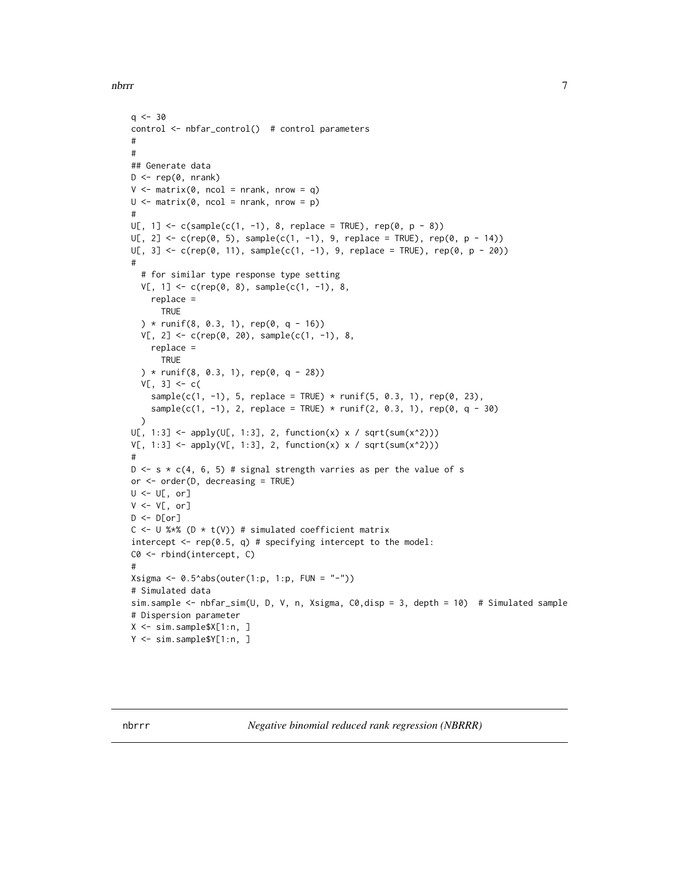```
q <- 30
control <- nbfar_control()  # control parameters
#
#
## Generate data
D <- rep(0, nrank)
V <- matrix(0, ncol = nrank, nrow = q)
U <- matrix(0, ncol = nrank, nrow = p)
#
U[, 1] <- c(sample(c(1, -1), 8, replace = TRUE), rep(0, p - 8))
U[, 2] <- c(rep(0, 5), sample(c(1, -1), 9, replace = TRUE), rep(0, p - 14))
U[, 3] <- c(rep(0, 11), sample(c(1, -1), 9, replace = TRUE), rep(0, p - 20))
#
  # for similar type response type setting
  V[, 1] <- c(rep(0, 8), sample(c(1, -1), 8,
    replace =
      TRUE
  ) * runif(8, 0.3, 1), rep(0, q - 16))
  V[, 2] <- c(rep(0, 20), sample(c(1, -1), 8,
    replace =
      TRUE
  ) * runif(8, 0.3, 1), rep(0, q - 28))
  V[, 3] <- c(
    sample(c(1, -1), 5, replace = TRUE) * runif(5, 0.3, 1), rep(0, 23),
    sample(c(1, -1), 2, replace = TRUE) * runif(2, 0.3, 1), rep(0, q - 30)
  )
U[, 1:3] <- apply(U[, 1:3], 2, function(x) x / sqrt(sum(x^2)))
V[, 1:3] <- apply(V[, 1:3], 2, function(x) x / sqrt(sum(x^2)))
#
D <- s * c(4, 6, 5) # signal strength varries as per the value of s
or <- order(D, decreasing = TRUE)
U <- U[, or]
V <- V[, or]
D <- D[or]
C <- U %*% (D * t(V)) # simulated coefficient matrix
intercept <- rep(0.5, q) # specifying intercept to the model:
C0 <- rbind(intercept, C)
#
Xsigma <- 0.5^abs(outer(1:p, 1:p, FUN = "-"))
# Simulated data
sim.sample <- nbfar_sim(U, D, V, n, Xsigma, C0,disp = 3, depth = 10)  # Simulated sample
# Dispersion parameter
X <- sim.sample$X[1:n, ]
Y <- sim.sample$Y[1:n, ]
```

---

## nbrrr — *Negative binomial reduced rank regression (NBRRR)*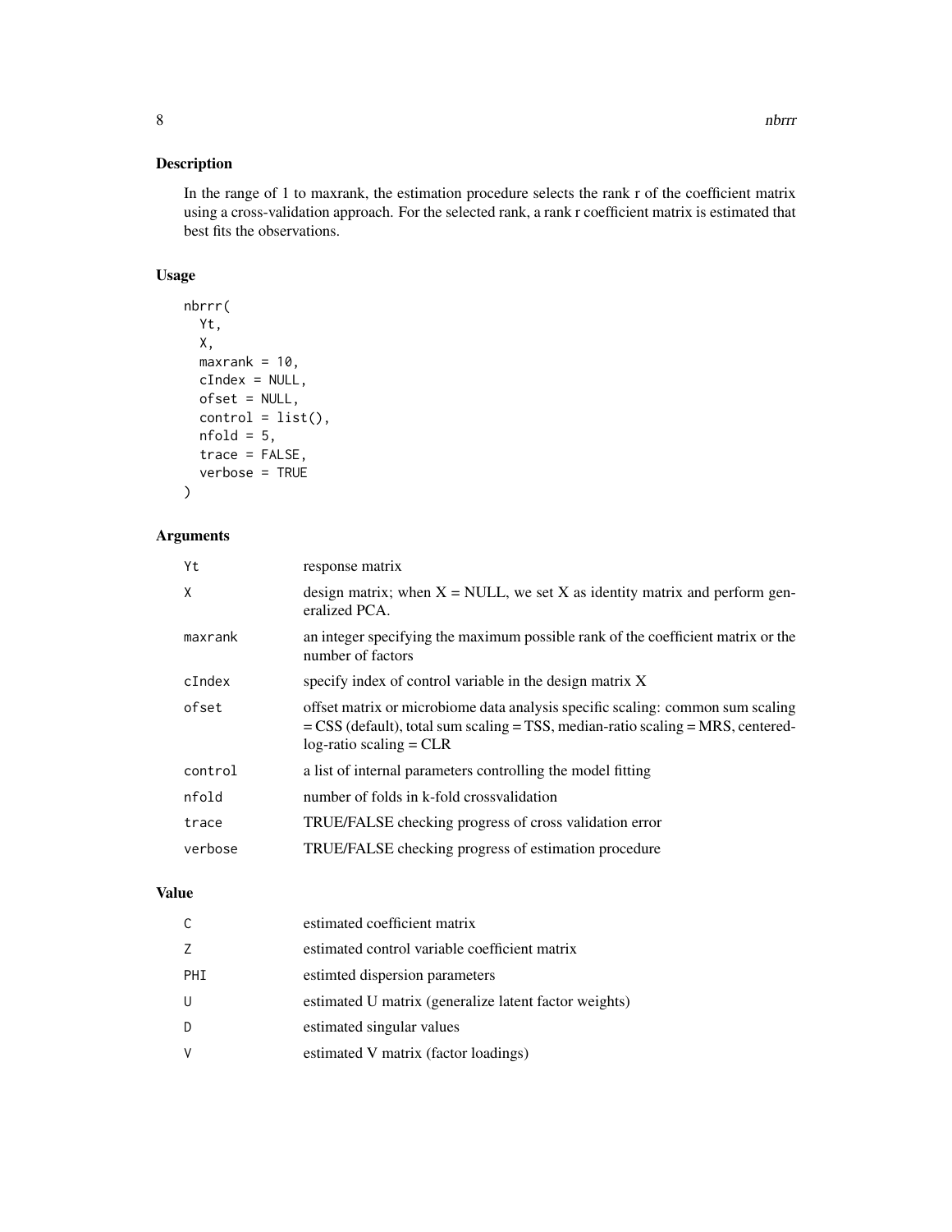## Description

In the range of 1 to maxrank, the estimation procedure selects the rank r of the coefficient matrix using a cross-validation approach. For the selected rank, a rank r coefficient matrix is estimated that best fits the observations.

## Usage

```
nbrrr(
  Yt,
  X,
  maxrank = 10,
  cIndex = NULL,
  ofset = NULL,
  control = list(),
  nfold = 5,
  trace = FALSE,
  verbose = TRUE
)
```

## Arguments

| | |
|---|---|
| Yt | response matrix |
| X | design matrix; when X = NULL, we set X as identity matrix and perform generalized PCA. |
| maxrank | an integer specifying the maximum possible rank of the coefficient matrix or the number of factors |
| cIndex | specify index of control variable in the design matrix X |
| ofset | offset matrix or microbiome data analysis specific scaling: common sum scaling = CSS (default), total sum scaling = TSS, median-ratio scaling = MRS, centered-log-ratio scaling = CLR |
| control | a list of internal parameters controlling the model fitting |
| nfold | number of folds in k-fold crossvalidation |
| trace | TRUE/FALSE checking progress of cross validation error |
| verbose | TRUE/FALSE checking progress of estimation procedure |

## Value

| | |
|---|---|
| C | estimated coefficient matrix |
| Z | estimated control variable coefficient matrix |
| PHI | estimted dispersion parameters |
| U | estimated U matrix (generalize latent factor weights) |
| D | estimated singular values |
| V | estimated V matrix (factor loadings) |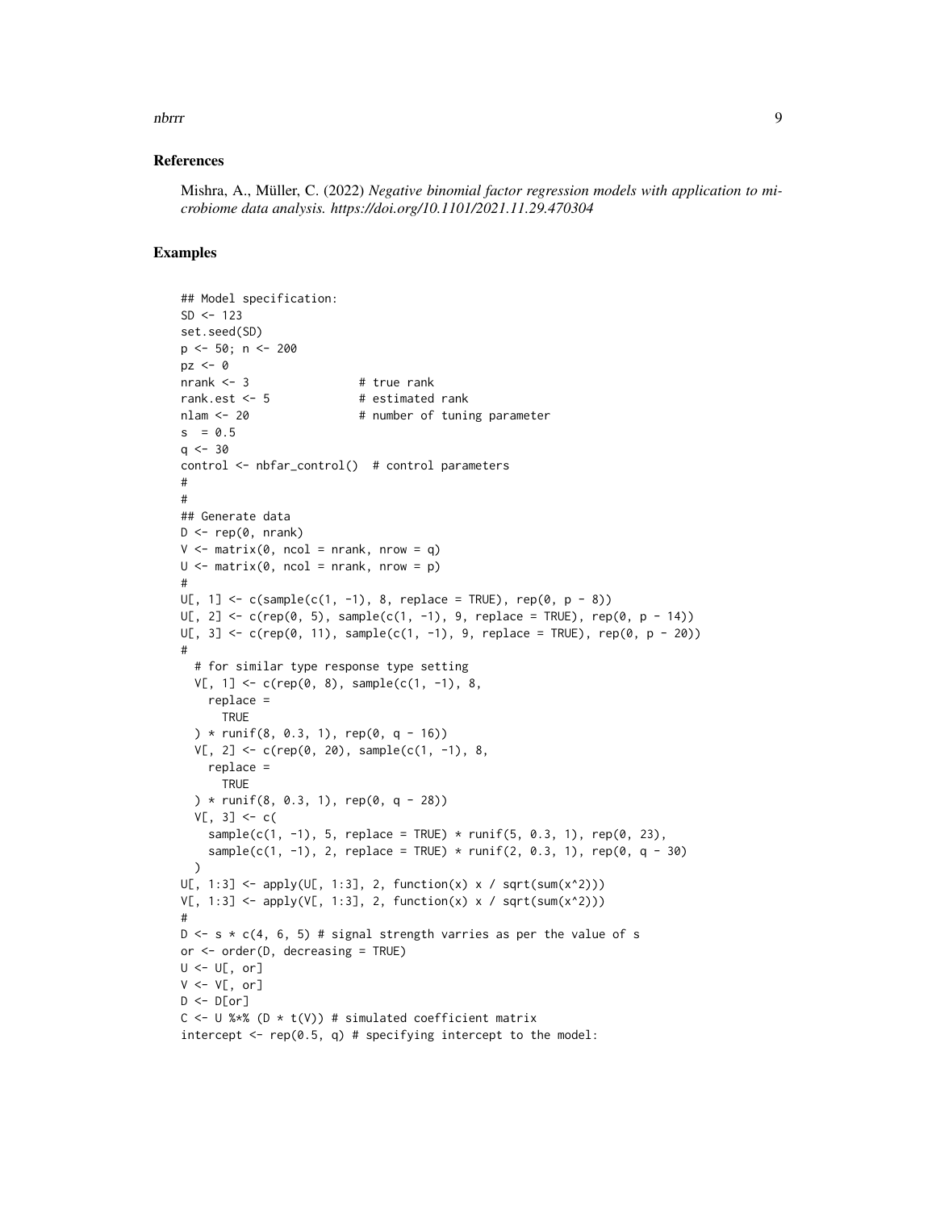## References

Mishra, A., Müller, C. (2022) *Negative binomial factor regression models with application to microbiome data analysis. https://doi.org/10.1101/2021.11.29.470304*

## Examples

```
## Model specification:
SD <- 123
set.seed(SD)
p <- 50; n <- 200
pz <- 0
nrank <- 3                # true rank
rank.est <- 5             # estimated rank
nlam <- 20                # number of tuning parameter
s  = 0.5
q <- 30
control <- nbfar_control()  # control parameters
#
#
## Generate data
D <- rep(0, nrank)
V <- matrix(0, ncol = nrank, nrow = q)
U <- matrix(0, ncol = nrank, nrow = p)
#
U[, 1] <- c(sample(c(1, -1), 8, replace = TRUE), rep(0, p - 8))
U[, 2] <- c(rep(0, 5), sample(c(1, -1), 9, replace = TRUE), rep(0, p - 14))
U[, 3] <- c(rep(0, 11), sample(c(1, -1), 9, replace = TRUE), rep(0, p - 20))
#
  # for similar type response type setting
  V[, 1] <- c(rep(0, 8), sample(c(1, -1), 8,
    replace =
      TRUE
  ) * runif(8, 0.3, 1), rep(0, q - 16))
  V[, 2] <- c(rep(0, 20), sample(c(1, -1), 8,
    replace =
      TRUE
  ) * runif(8, 0.3, 1), rep(0, q - 28))
  V[, 3] <- c(
    sample(c(1, -1), 5, replace = TRUE) * runif(5, 0.3, 1), rep(0, 23),
    sample(c(1, -1), 2, replace = TRUE) * runif(2, 0.3, 1), rep(0, q - 30)
  )
U[, 1:3] <- apply(U[, 1:3], 2, function(x) x / sqrt(sum(x^2)))
V[, 1:3] <- apply(V[, 1:3], 2, function(x) x / sqrt(sum(x^2)))
#
D <- s * c(4, 6, 5) # signal strength varries as per the value of s
or <- order(D, decreasing = TRUE)
U <- U[, or]
V <- V[, or]
D <- D[or]
C <- U %*% (D * t(V)) # simulated coefficient matrix
intercept <- rep(0.5, q) # specifying intercept to the model:
```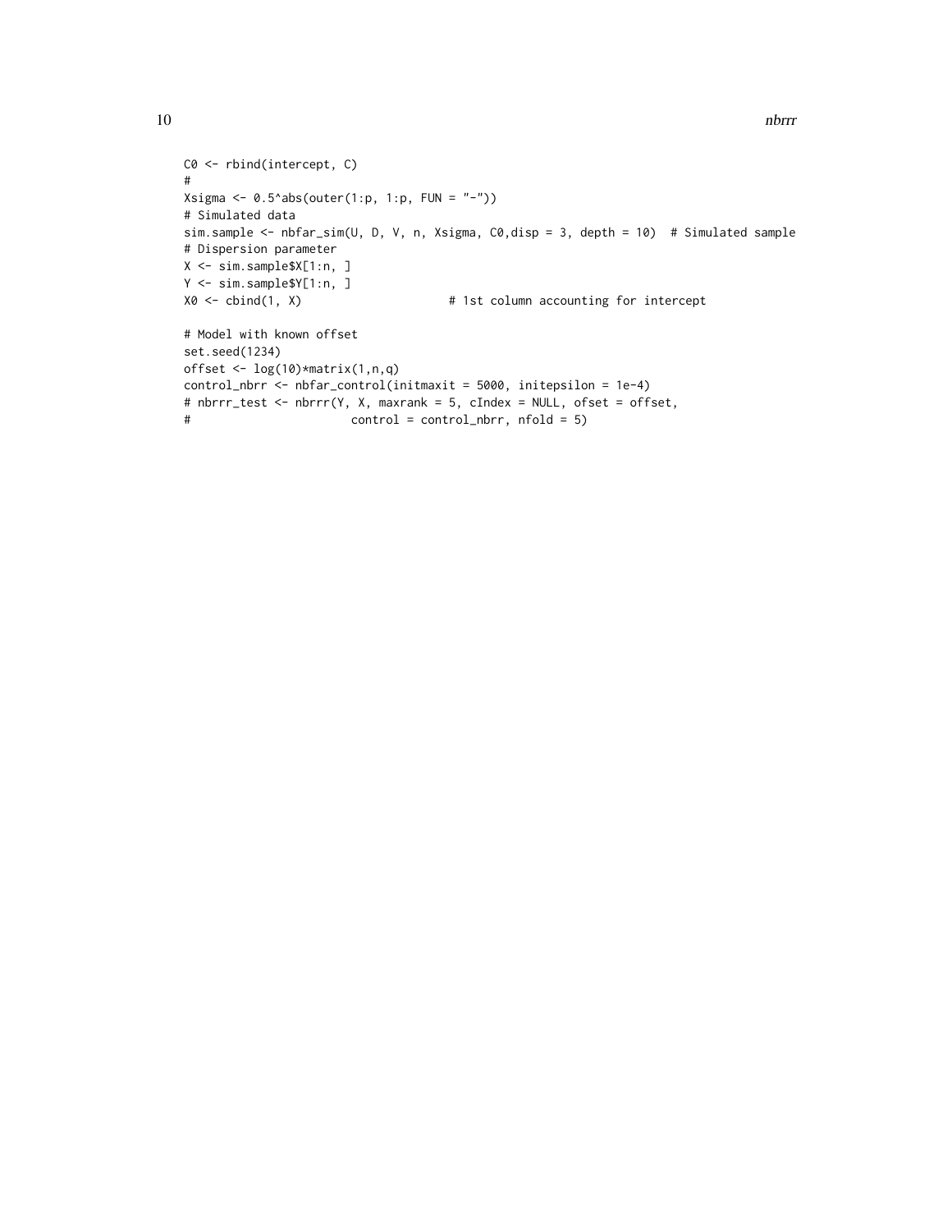```
C0 <- rbind(intercept, C)
#
Xsigma <- 0.5^abs(outer(1:p, 1:p, FUN = "-"))
# Simulated data
sim.sample <- nbfar_sim(U, D, V, n, Xsigma, C0,disp = 3, depth = 10)  # Simulated sample
# Dispersion parameter
X <- sim.sample$X[1:n, ]
Y <- sim.sample$Y[1:n, ]
X0 <- cbind(1, X)                     # 1st column accounting for intercept

# Model with known offset
set.seed(1234)
offset <- log(10)*matrix(1,n,q)
control_nbrr <- nbfar_control(initmaxit = 5000, initepsilon = 1e-4)
# nbrrr_test <- nbrrr(Y, X, maxrank = 5, cIndex = NULL, ofset = offset,
#                       control = control_nbrr, nfold = 5)
```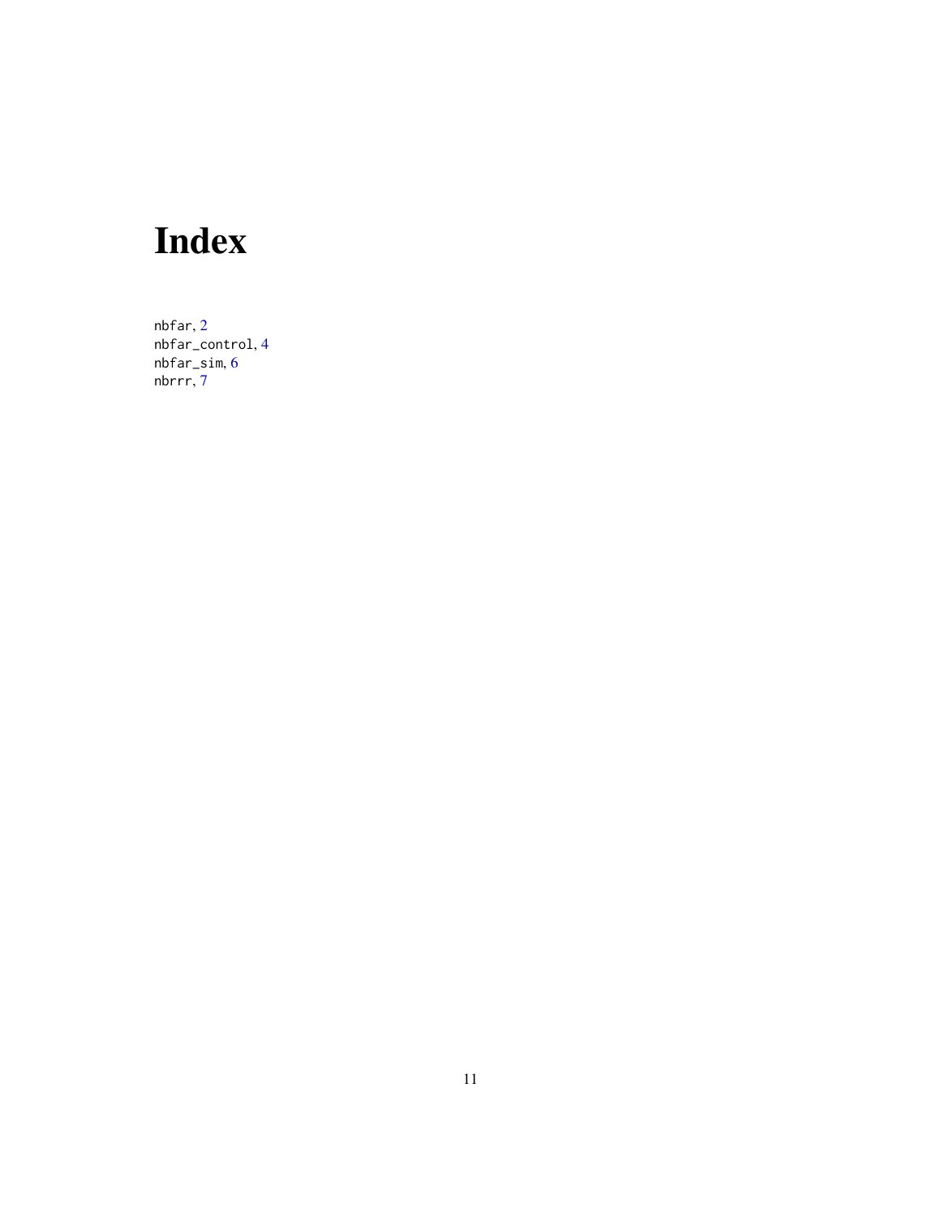# Index

nbfar, 2
nbfar_control, 4
nbfar_sim, 6
nbrrr, 7